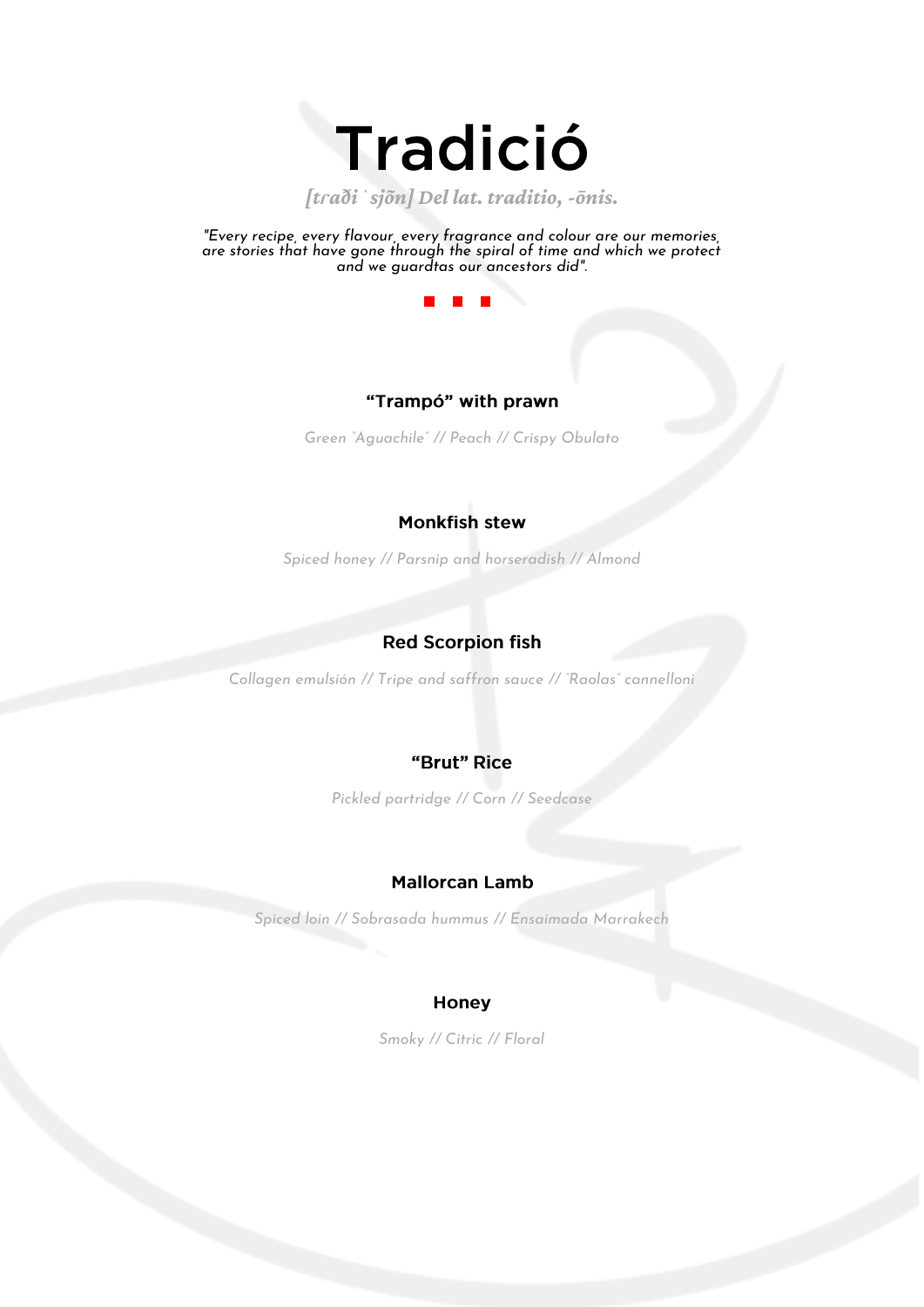# Tradició

*[tɾaði ˈsjõn] Del lat. traditio, -ōnis.*

*"Every recipe, every flavour, every fragrance and colour are our memories, are stories that have gone through the spiral of time and which we protect and we guardtas our ancestors did".*

■ ■ ■

**“Trampó” with prawn**

*Green “Aguachile” // Peach // Crispy Obulato*

**Monkfish stew**

*Spiced honey // Parsnip and horseradish // Almond*

**Red Scorpion fish**

*Collagen emulsión // Tripe and saffron sauce // “Raolas” cannelloni*

**“Brut” Rice**

*Pickled partridge // Corn // Seedcase*

**Mallorcan Lamb**

*Spiced loin // Sobrasada hummus // Ensaimada Marrakech*

**Honey**

*Smoky // Citric // Floral*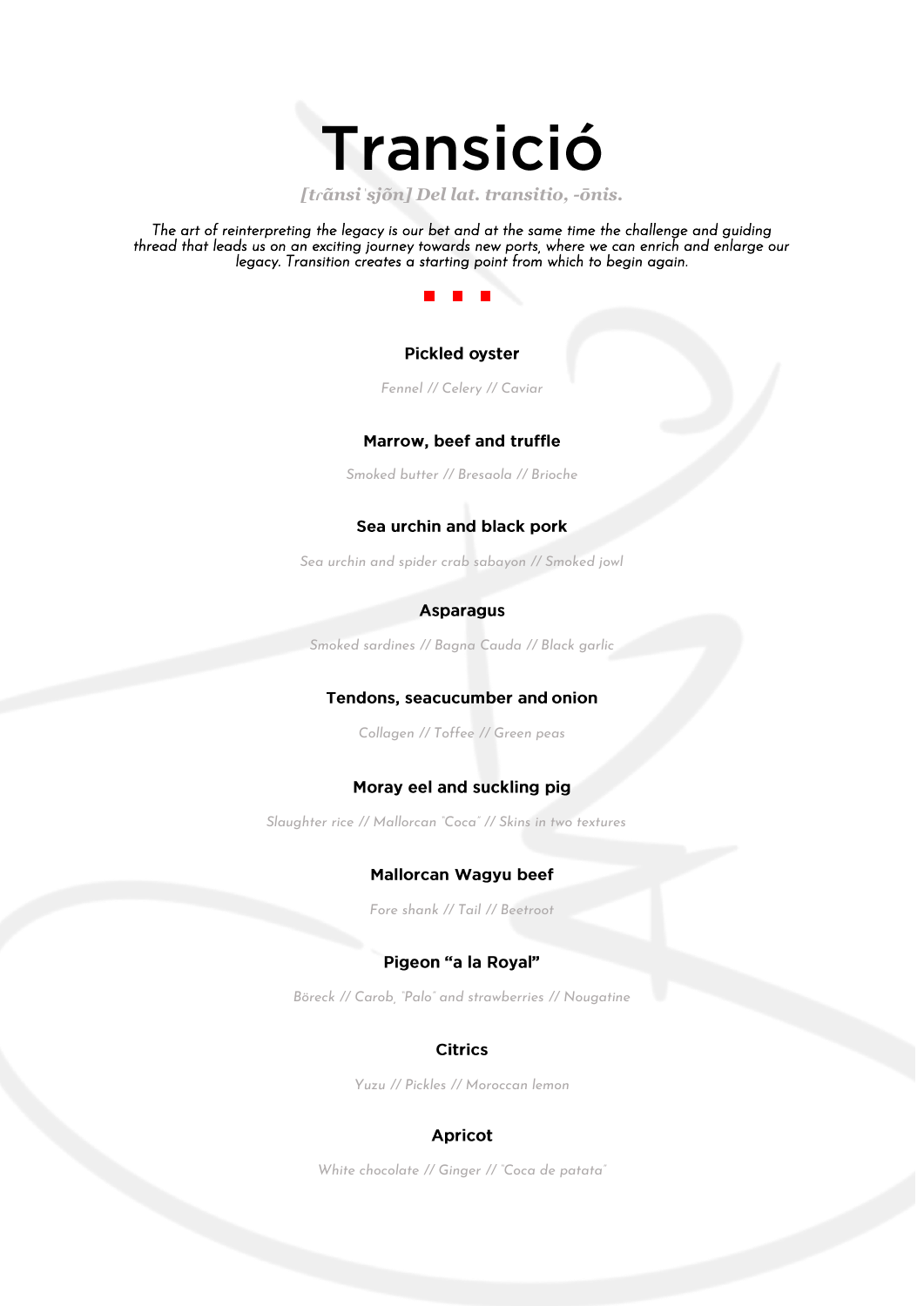# Transició

*[trãnsiˈsjõn] Del lat. transitio, -ōnis.*

*The art of reinterpreting the legacy is our bet and at the same time the challenge and guiding thread that leads us on an exciting journey towards new ports, where we can enrich and enlarge our legacy. Transition creates a starting point from which to begin again.*

■ ■ ■

**Pickled oyster**

*Fennel // Celery // Caviar*

**Marrow, beef and truffle**

*Smoked butter // Bresaola // Brioche*

**Sea urchin and black pork**

*Sea urchin and spider crab sabayon // Smoked jowl*

**Asparagus**

*Smoked sardines // Bagna Cauda // Black garlic*

**Tendons, seacucumber and onion**

*Collagen // Toffee // Green peas*

**Moray eel and suckling pig**

*Slaughter rice // Mallorcan "Coca" // Skins in two textures*

**Mallorcan Wagyu beef**

*Fore shank // Tail // Beetroot*

**Pigeon "a la Royal"**

*Böreck // Carob, "Palo" and strawberries // Nougatine*

**Citrics**

*Yuzu // Pickles // Moroccan lemon*

**Apricot**

*White chocolate // Ginger // "Coca de patata"*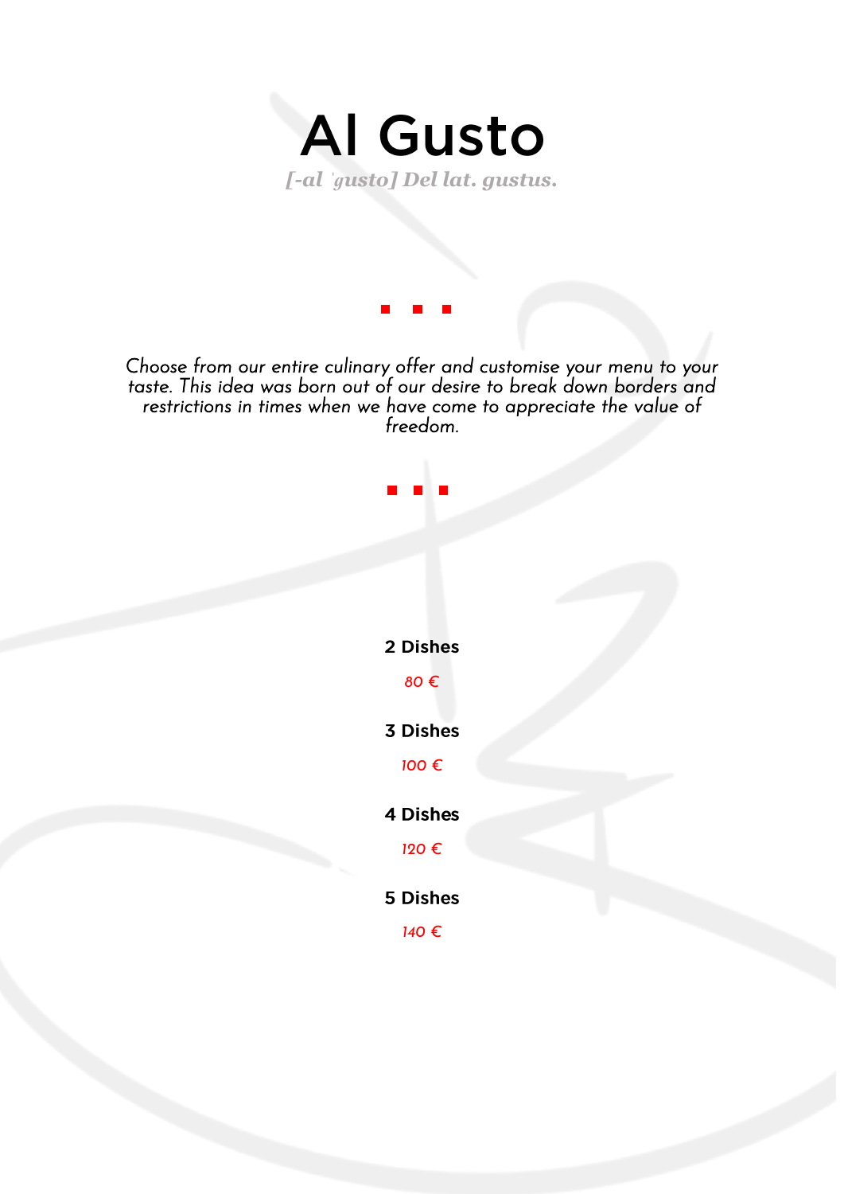# Al Gusto

*[-al 'gusto] Del lat. gustus.*

*Choose from our entire culinary offer and customise your menu to your taste. This idea was born out of our desire to break down borders and restrictions in times when we have come to appreciate the value of freedom.*

**2 Dishes**

*80 €*

**3 Dishes**

*100 €*

**4 Dishes**

*120 €*

**5 Dishes**

*140 €*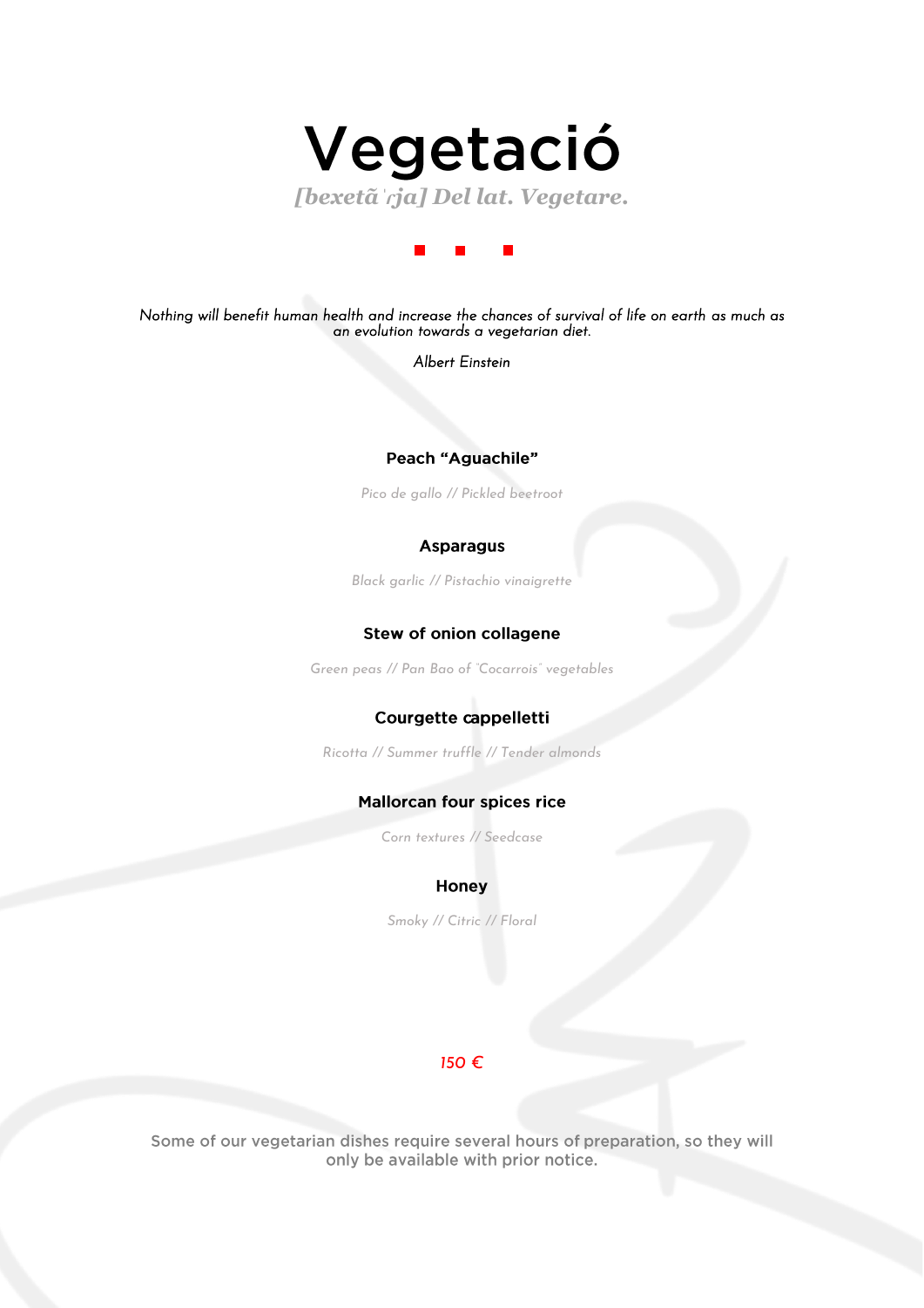# Vegetació

*[bexetã ˈɾja] Del lat. Vegetare.*

*Nothing will benefit human health and increase the chances of survival of life on earth as much as an evolution towards a vegetarian diet.*

*Albert Einstein*

**Peach “Aguachile”**

*Pico de gallo // Pickled beetroot*

**Asparagus**

*Black garlic // Pistachio vinaigrette*

**Stew of onion collagene**

*Green peas // Pan Bao of "Cocarrois" vegetables*

**Courgette cappelletti**

*Ricotta // Summer truffle // Tender almonds*

**Mallorcan four spices rice**

*Corn textures // Seedcase*

**Honey**

*Smoky // Citric // Floral*

*150 €*

Some of our vegetarian dishes require several hours of preparation, so they will only be available with prior notice.